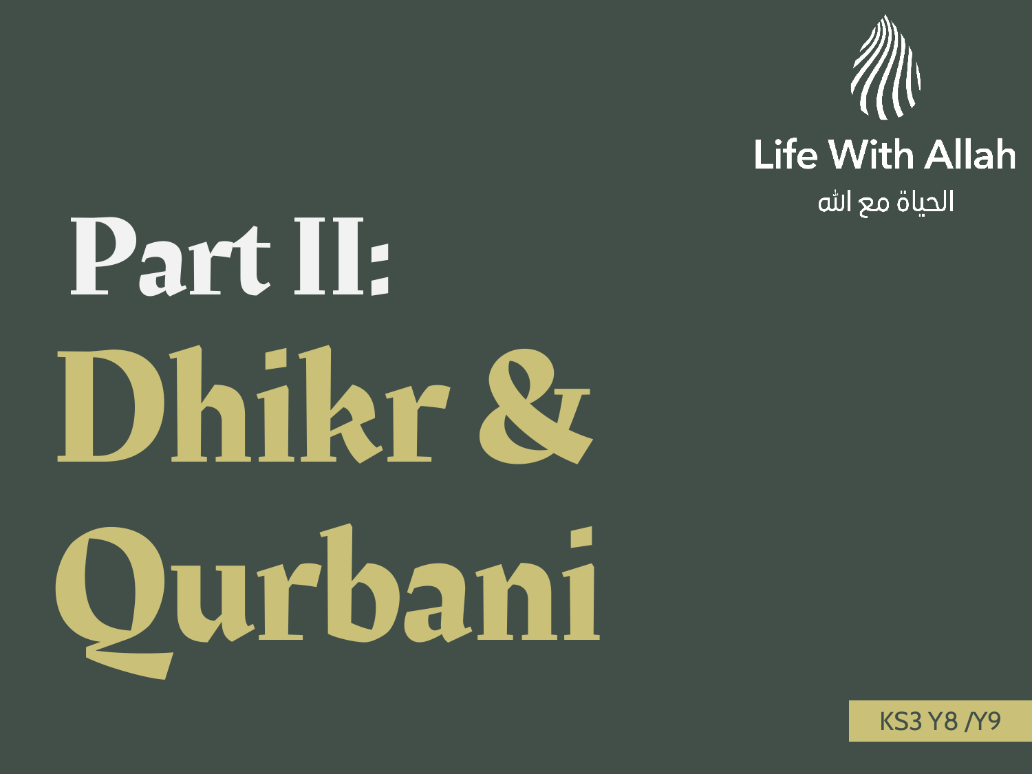Life With Allah

الحياة مع الله

# Part II:

# Dhikr & Qurbani

KS3 Y8 /Y9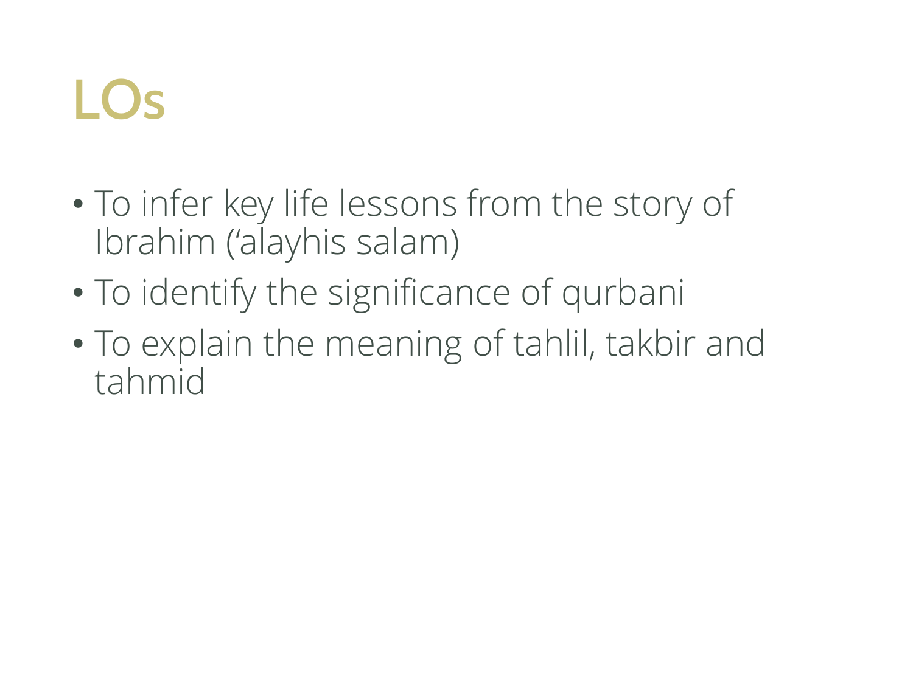# LOs

- To infer key life lessons from the story of Ibrahim (‘alayhis salam)
- To identify the significance of qurbani
- To explain the meaning of tahlil, takbir and tahmid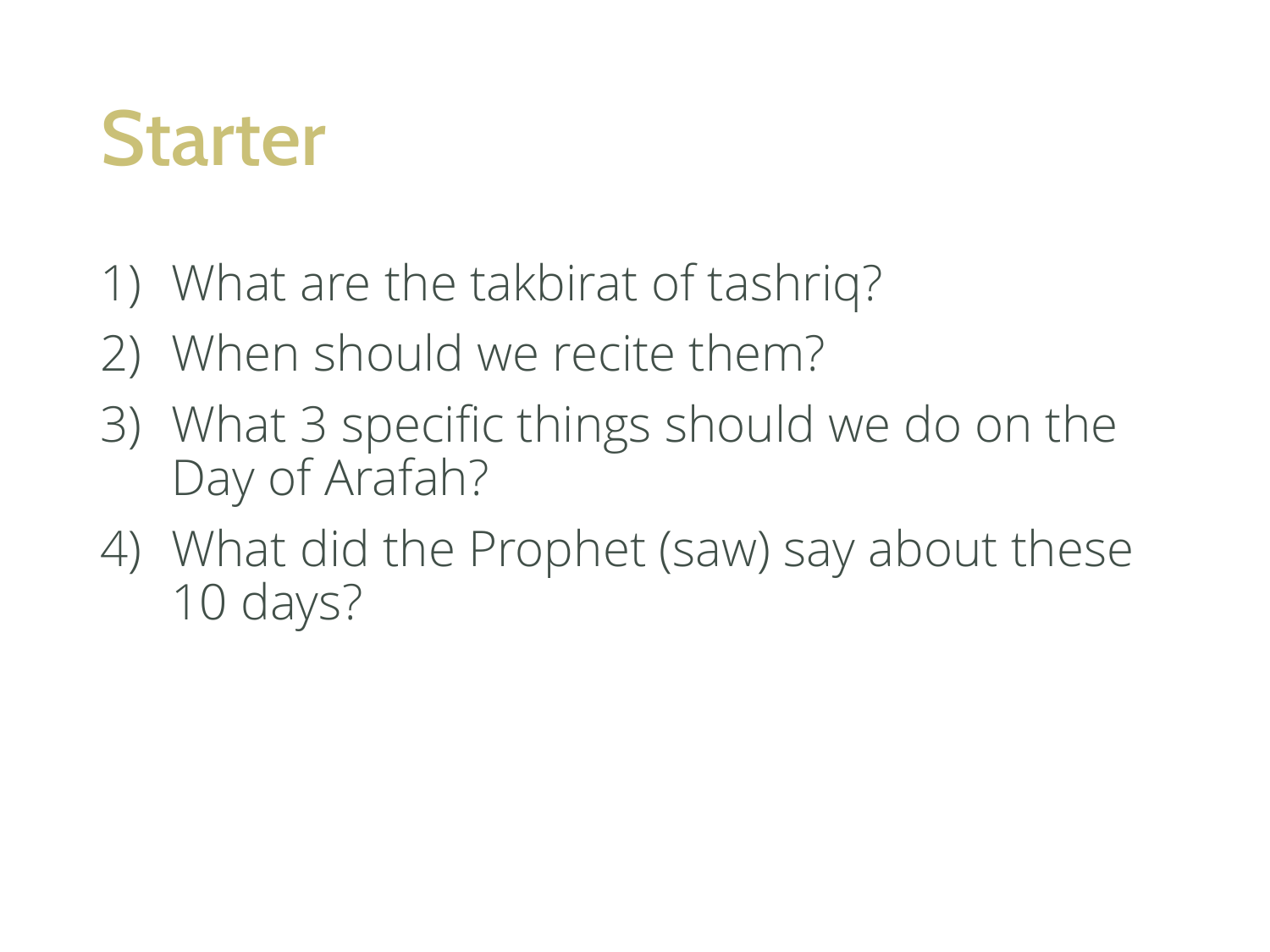# Starter

1) What are the takbirat of tashriq?
2) When should we recite them?
3) What 3 specific things should we do on the Day of Arafah?
4) What did the Prophet (saw) say about these 10 days?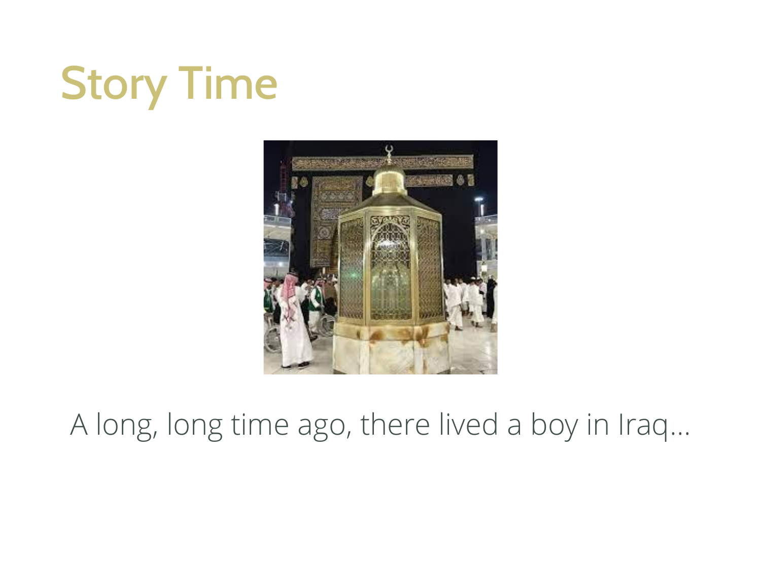# Story Time

A long, long time ago, there lived a boy in Iraq…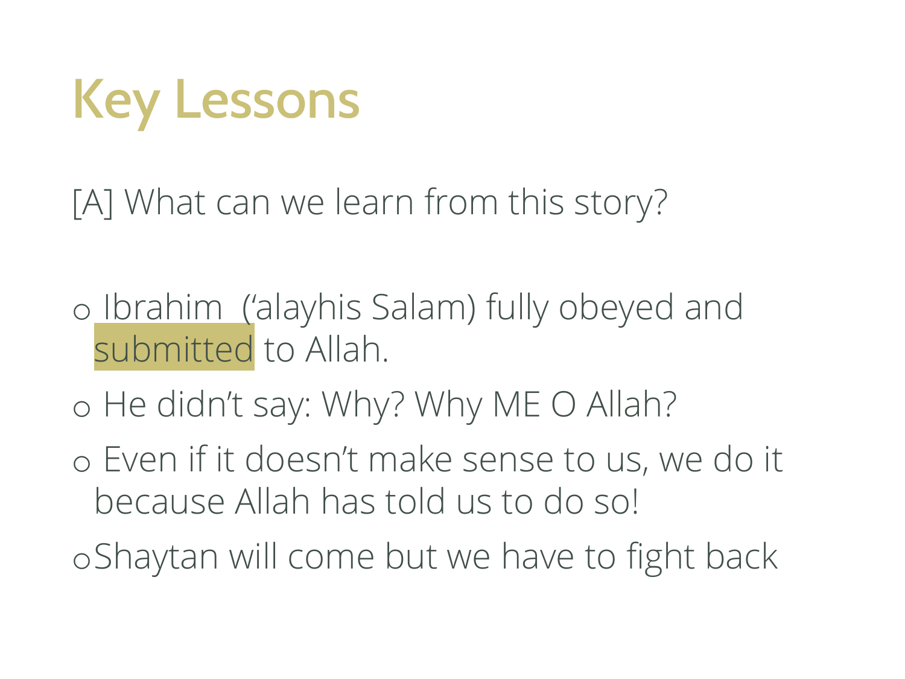# Key Lessons

[A] What can we learn from this story?

- Ibrahim  (‘alayhis Salam) fully obeyed and submitted to Allah.
- He didn’t say: Why? Why ME O Allah?
- Even if it doesn’t make sense to us, we do it because Allah has told us to do so!
- Shaytan will come but we have to fight back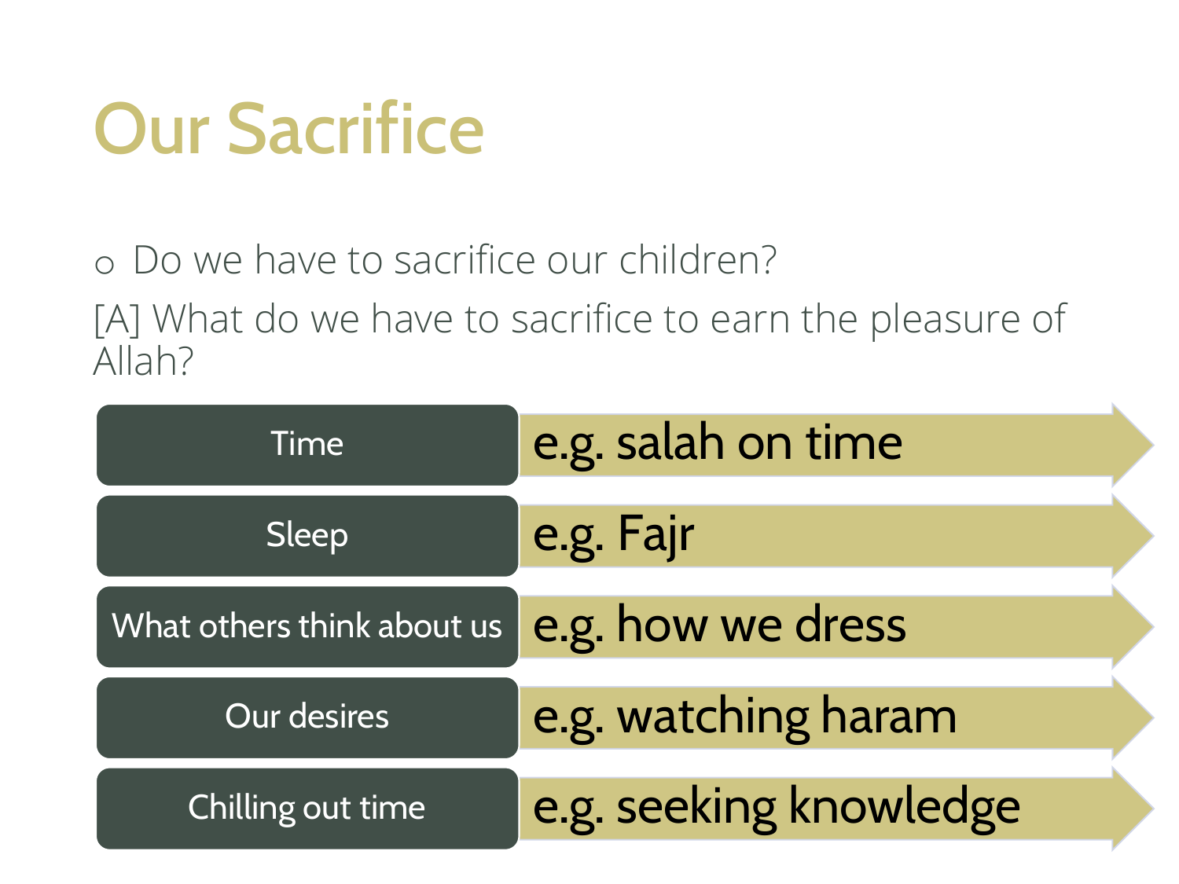# Our Sacrifice

- Do we have to sacrifice our children?

[A] What do we have to sacrifice to earn the pleasure of Allah?

| | |
|---|---|
| Time | e.g. salah on time |
| Sleep | e.g. Fajr |
| What others think about us | e.g. how we dress |
| Our desires | e.g. watching haram |
| Chilling out time | e.g. seeking knowledge |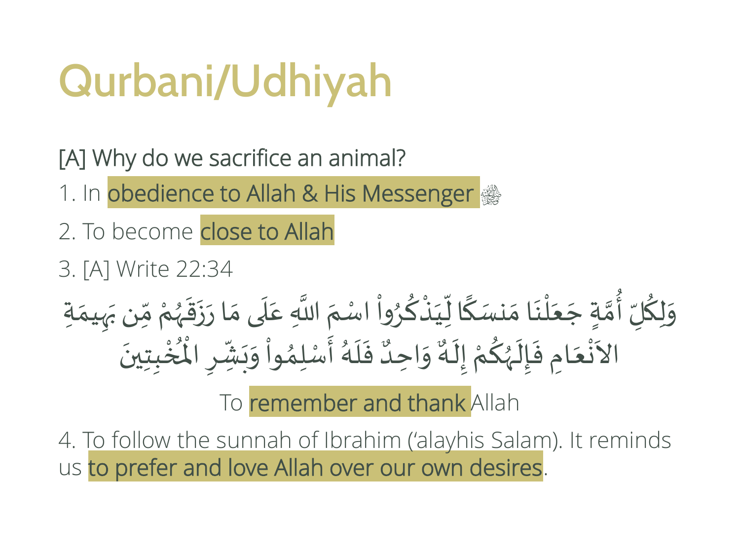# Qurbani/Udhiyah

[A] Why do we sacrifice an animal?

1. In obedience to Allah & His Messenger ﷺ
2. To become close to Allah
3. [A] Write 22:34

وَلِكُلِّ أُمَّةٍ جَعَلْنَا مَنسَكًا لِّيَذْكُرُواْ اسْمَ اللَّهِ عَلَى مَا رَزَقَهُمْ مِّن بَهِيمَةِ الاَنْعَامِ فَإِلَـهُكُمْ إِلَـهٌ وَاحِدٌ فَلَهُ أَسْلِمُواْ وَبَشِّرِ الْمُخْبِتِينَ

To remember and thank Allah

4. To follow the sunnah of Ibrahim (‘alayhis Salam). It reminds us to prefer and love Allah over our own desires.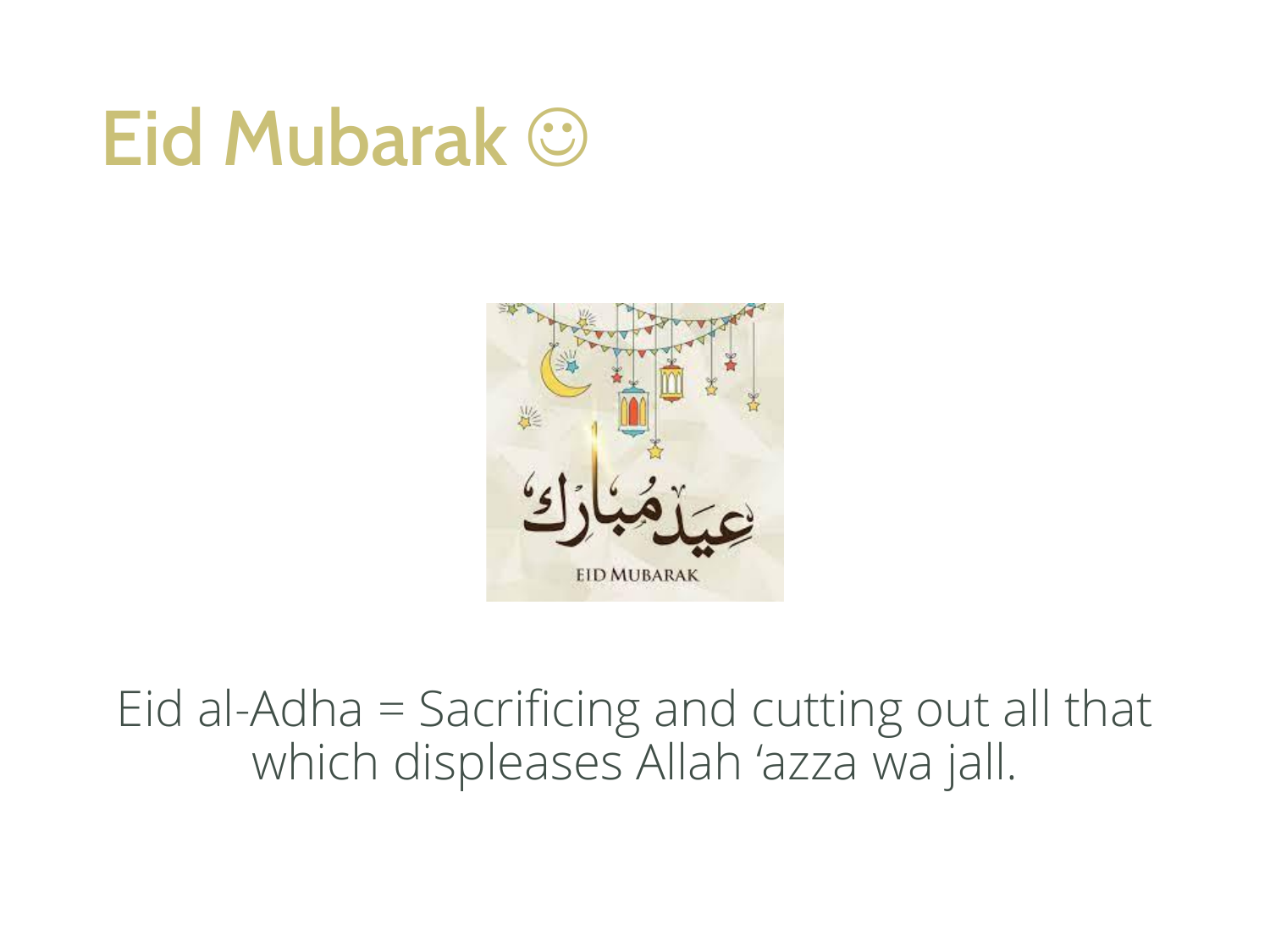# Eid Mubarak ☺

Eid al-Adha = Sacrificing and cutting out all that which displeases Allah 'azza wa jall.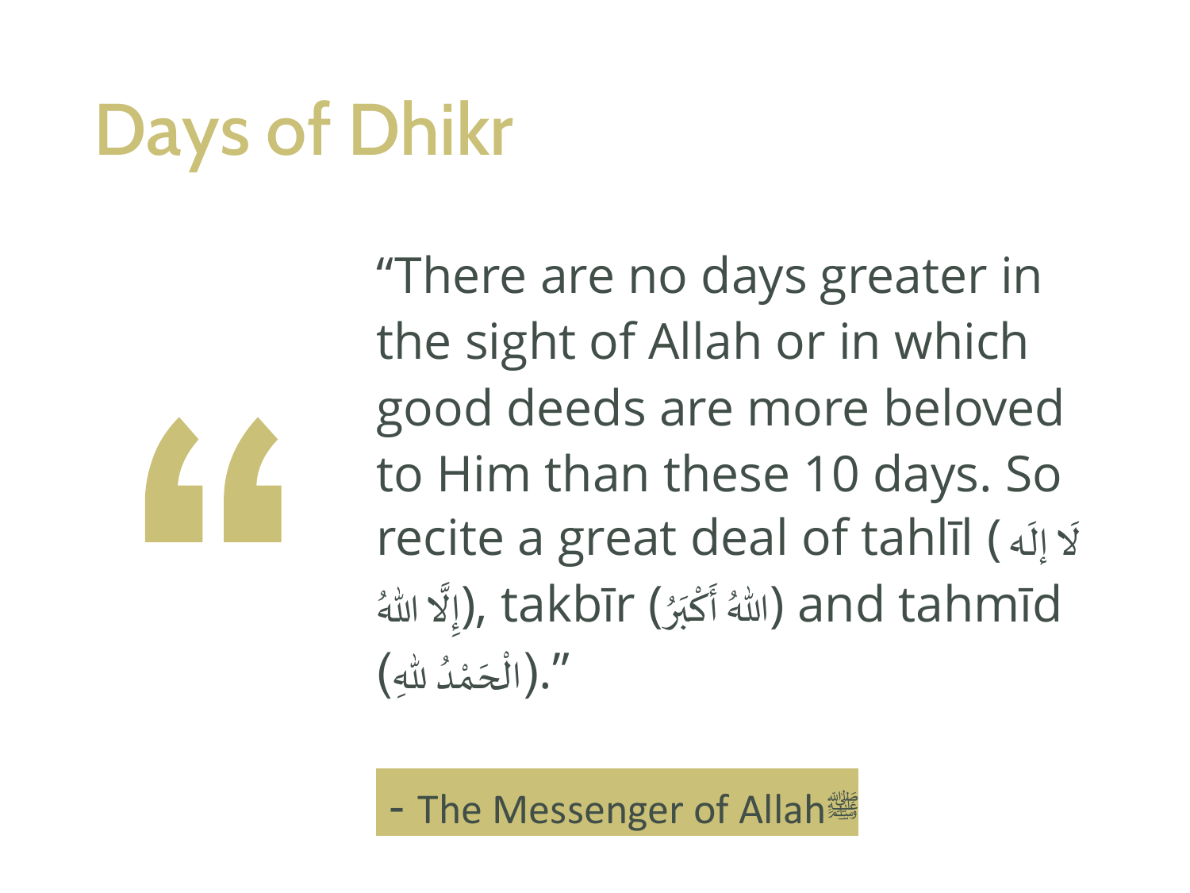# Days of Dhikr

> "There are no days greater in the sight of Allah or in which good deeds are more beloved to Him than these 10 days. So recite a great deal of tahlīl (لَا إلَه إِلَّا اللّٰهُ), takbīr (اللّٰهُ أَكْبَرُ) and tahmīd (الْحَمْدُ للّٰهِ)."

- The Messenger of Allah ﷺ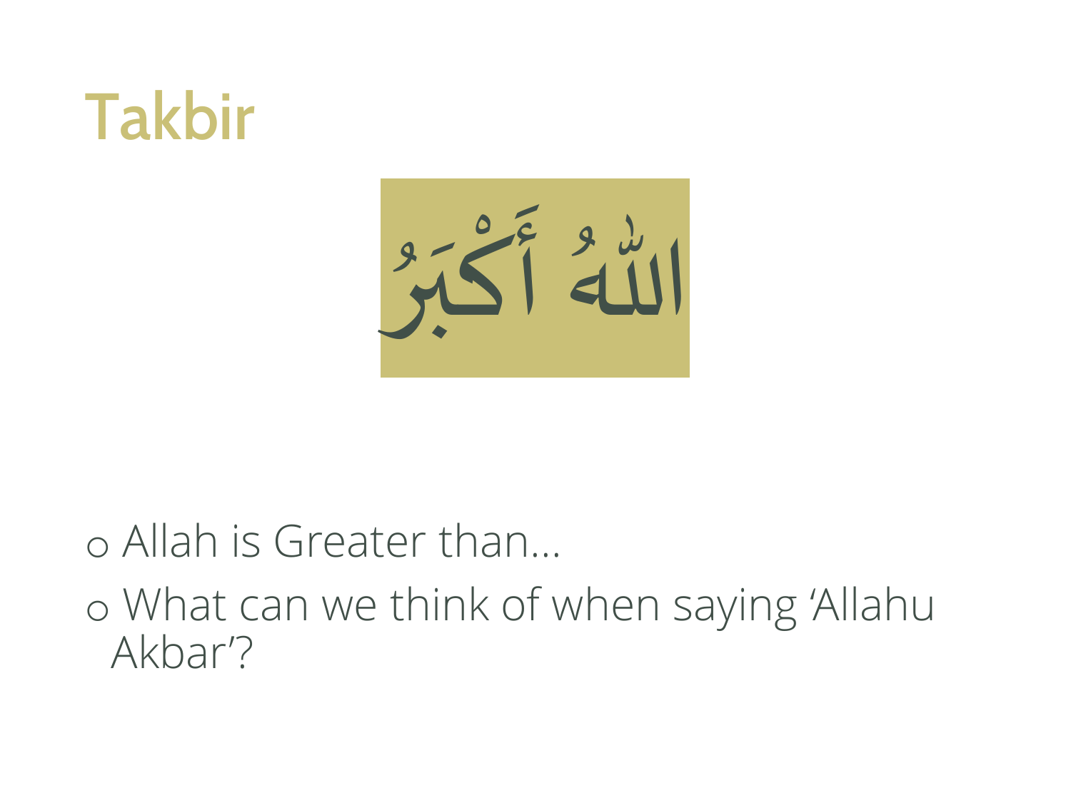# Takbir

اللّٰهُ أَكْبَرُ

- Allah is Greater than…
- What can we think of when saying 'Allahu Akbar'?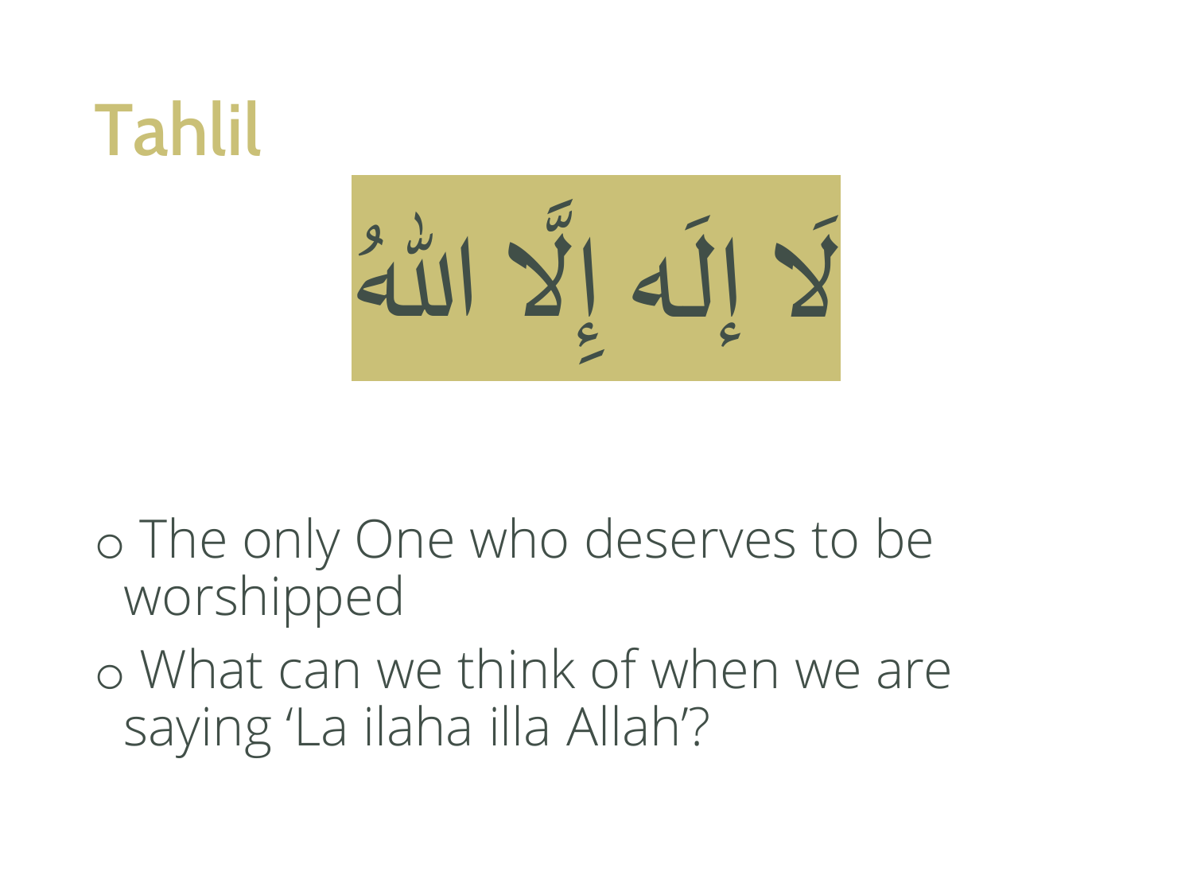# Tahlil

لَا إِلَٰهَ إِلَّا ٱللَّٰهُ

- The only One who deserves to be worshipped
- What can we think of when we are saying ‘La ilaha illa Allah’?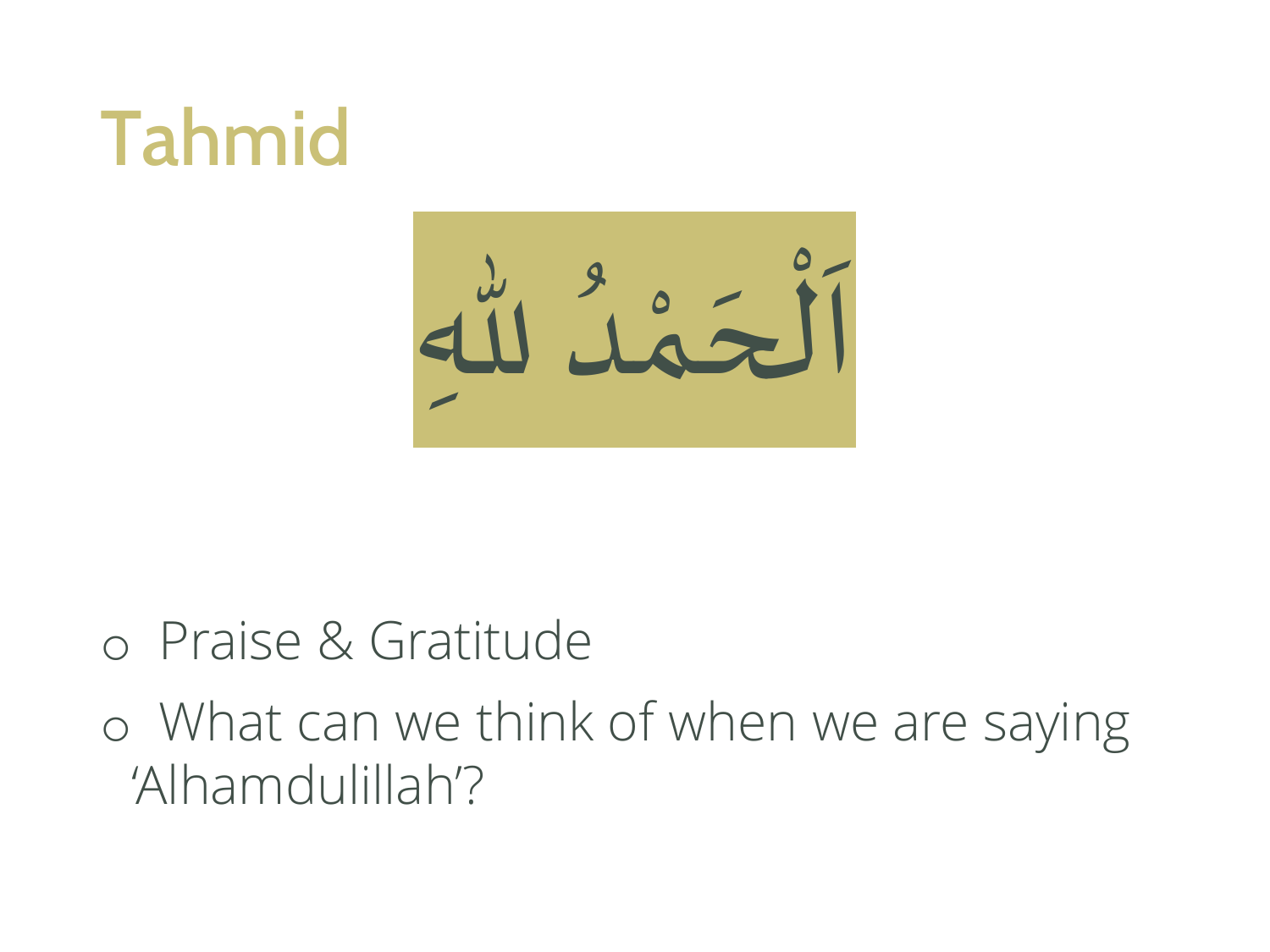# Tahmid

اَلْحَمْدُ لِلّٰهِ

- Praise & Gratitude
- What can we think of when we are saying 'Alhamdulillah'?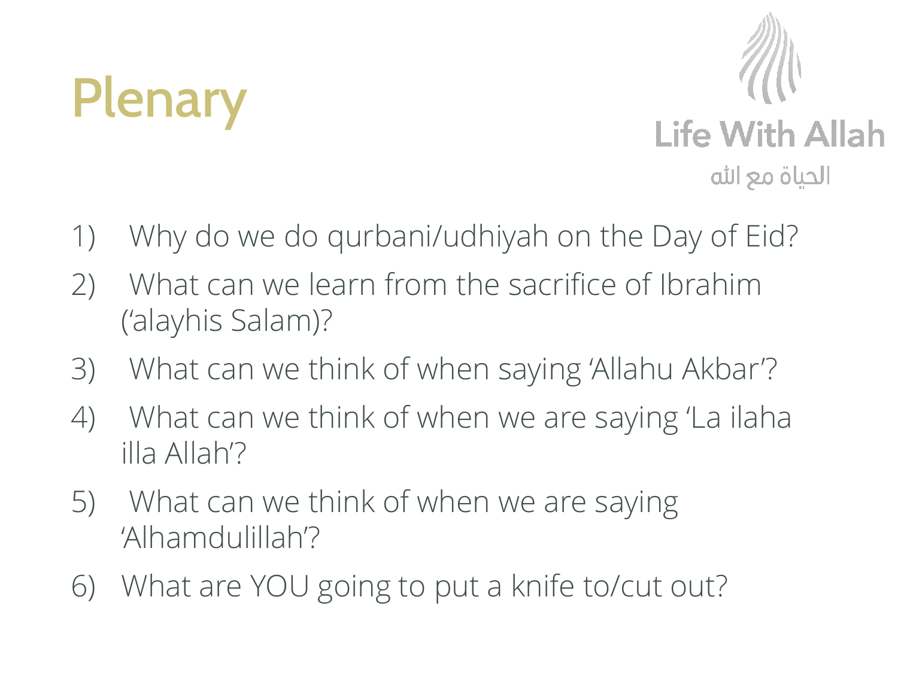# Plenary

Life With Allah

الحياة مع الله

1) Why do we do qurbani/udhiyah on the Day of Eid?
2) What can we learn from the sacrifice of Ibrahim ('alayhis Salam)?
3) What can we think of when saying 'Allahu Akbar'?
4) What can we think of when we are saying 'La ilaha illa Allah'?
5) What can we think of when we are saying 'Alhamdulillah'?
6) What are YOU going to put a knife to/cut out?